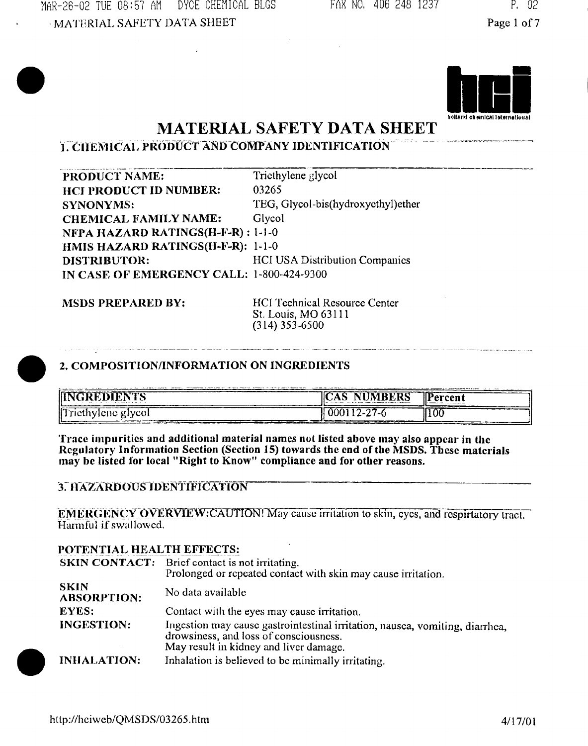# MATERIAL SAFETY DATA SHEET

## 1. CHEMICAL PRODUCT AND COMPANY IDENTIFICATION

**PRODUCT NAME:** Triethylene glycol
**HCI PRODUCT ID NUMBER:** 03265
**SYNONYMS:** TEG, Glycol-bis(hydroxyethyl)ether
**CHEMICAL FAMILY NAME:** Glycol
**NFPA HAZARD RATINGS(H-F-R):** 1-1-0
**HMIS HAZARD RATINGS(H-F-R):** 1-1-0
**DISTRIBUTOR:** HCI USA Distribution Companies
**IN CASE OF EMERGENCY CALL:** 1-800-424-9300

**MSDS PREPARED BY:** HCI Technical Resource Center
St. Louis, MO 63111
(314) 353-6500

## 2. COMPOSITION/INFORMATION ON INGREDIENTS

| INGREDIENTS | CAS NUMBERS | Percent |
|---|---|---|
| Triethylene glycol | 000112-27-6 | 100 |

**Trace impurities and additional material names not listed above may also appear in the Regulatory Information Section (Section 15) towards the end of the MSDS. These materials may be listed for local "Right to Know" compliance and for other reasons.**

## 3. HAZARDOUS IDENTIFICATION

**EMERGENCY OVERVIEW:** CAUTION! May cause irritation to skin, eyes, and respiratory tract. Harmful if swallowed.

**POTENTIAL HEALTH EFFECTS:**

**SKIN CONTACT:** Brief contact is not irritating.
Prolonged or repeated contact with skin may cause irritation.

**SKIN ABSORPTION:** No data available

**EYES:** Contact with the eyes may cause irritation.

**INGESTION:** Ingestion may cause gastrointestinal irritation, nausea, vomiting, diarrhea, drowsiness, and loss of consciousness.
May result in kidney and liver damage.

**INHALATION:** Inhalation is believed to be minimally irritating.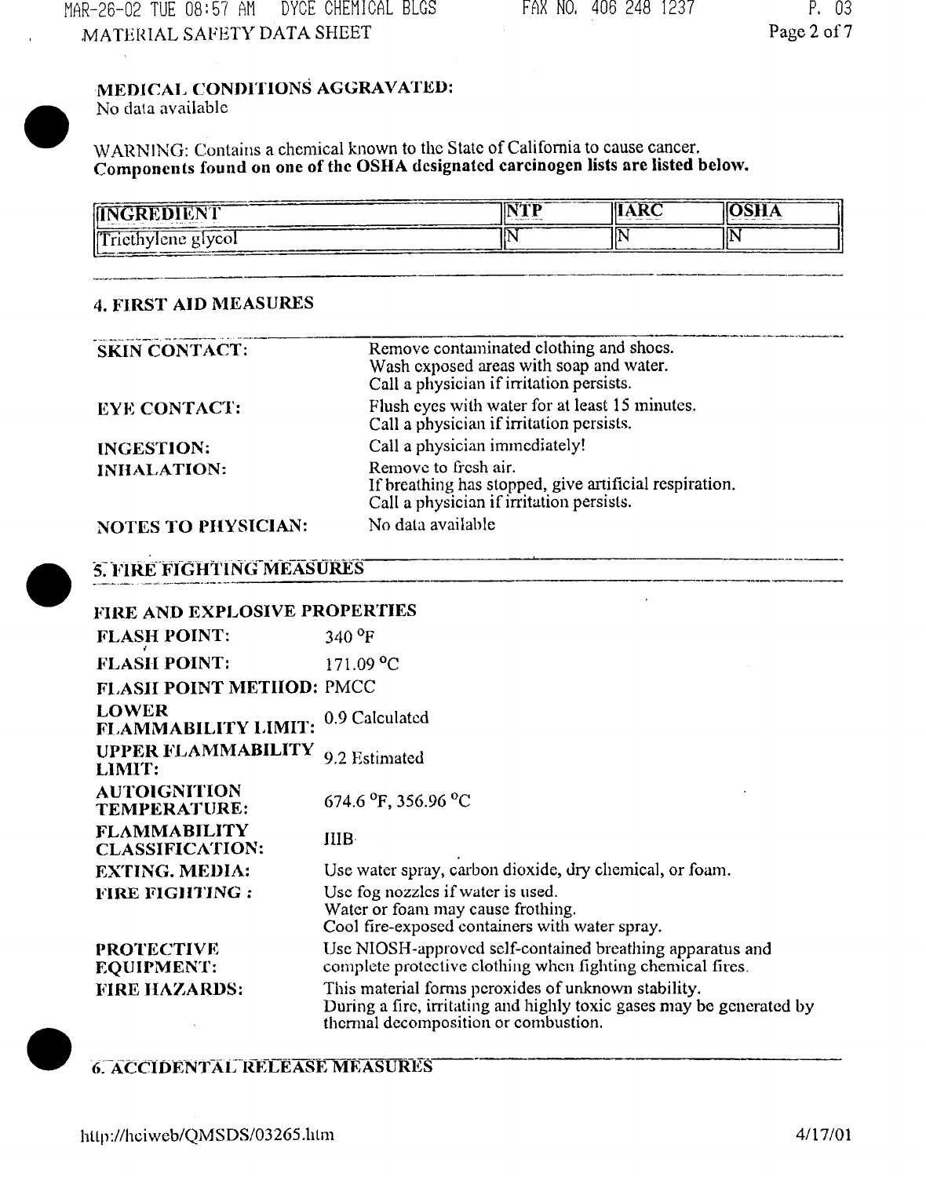**MEDICAL CONDITIONS AGGRAVATED:**
No data available

WARNING: Contains a chemical known to the State of California to cause cancer.
**Components found on one of the OSHA designated carcinogen lists are listed below.**

| INGREDIENT | NTP | IARC | OSHA |
|---|---|---|---|
| Triethylene glycol | N | N | N |

## 4. FIRST AID MEASURES

**SKIN CONTACT:** Remove contaminated clothing and shoes.
Wash exposed areas with soap and water.
Call a physician if irritation persists.

**EYE CONTACT:** Flush eyes with water for at least 15 minutes.
Call a physician if irritation persists.

**INGESTION:** Call a physician immediately!

**INHALATION:** Remove to fresh air.
If breathing has stopped, give artificial respiration.
Call a physician if irritation persists.

**NOTES TO PHYSICIAN:** No data available

## 5. FIRE FIGHTING MEASURES

### FIRE AND EXPLOSIVE PROPERTIES

**FLASH POINT:** 340 °F

**FLASH POINT:** 171.09 °C

**FLASH POINT METHOD:** PMCC

**LOWER FLAMMABILITY LIMIT:** 0.9 Calculated

**UPPER FLAMMABILITY LIMIT:** 9.2 Estimated

**AUTOIGNITION TEMPERATURE:** 674.6 °F, 356.96 °C

**FLAMMABILITY CLASSIFICATION:** IIIB

**EXTING. MEDIA:** Use water spray, carbon dioxide, dry chemical, or foam.

**FIRE FIGHTING :** Use fog nozzles if water is used.
Water or foam may cause frothing.
Cool fire-exposed containers with water spray.

**PROTECTIVE EQUIPMENT:** Use NIOSH-approved self-contained breathing apparatus and complete protective clothing when fighting chemical fires.

**FIRE HAZARDS:** This material forms peroxides of unknown stability.
During a fire, irritating and highly toxic gases may be generated by thermal decomposition or combustion.

## 6. ACCIDENTAL RELEASE MEASURES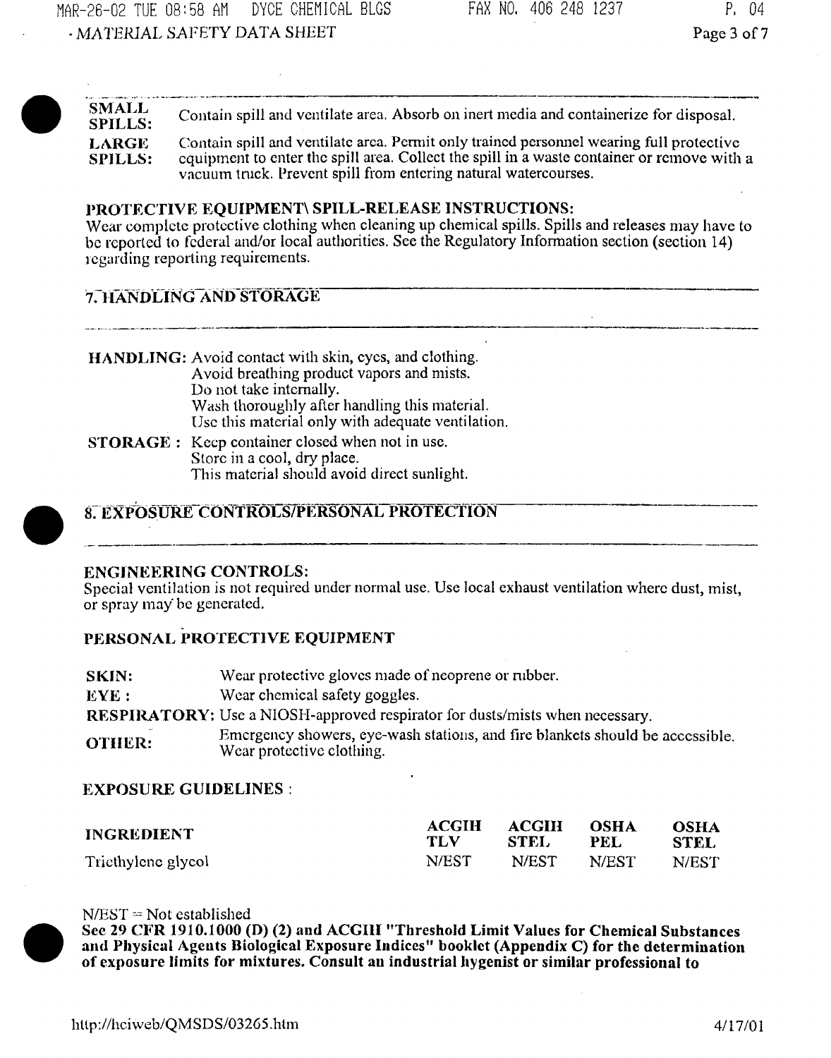**SMALL SPILLS:** Contain spill and ventilate area. Absorb on inert media and containerize for disposal.

**LARGE SPILLS:** Contain spill and ventilate area. Permit only trained personnel wearing full protective equipment to enter the spill area. Collect the spill in a waste container or remove with a vacuum truck. Prevent spill from entering natural watercourses.

**PROTECTIVE EQUIPMENT\ SPILL-RELEASE INSTRUCTIONS:**
Wear complete protective clothing when cleaning up chemical spills. Spills and releases may have to be reported to federal and/or local authorities. See the Regulatory Information section (section 14) regarding reporting requirements.

## 7. HANDLING AND STORAGE

**HANDLING:** Avoid contact with skin, eyes, and clothing.
Avoid breathing product vapors and mists.
Do not take internally.
Wash thoroughly after handling this material.
Use this material only with adequate ventilation.

**STORAGE :** Keep container closed when not in use.
Store in a cool, dry place.
This material should avoid direct sunlight.

## 8. EXPOSURE CONTROLS/PERSONAL PROTECTION

**ENGINEERING CONTROLS:**
Special ventilation is not required under normal use. Use local exhaust ventilation where dust, mist, or spray may be generated.

**PERSONAL PROTECTIVE EQUIPMENT**

**SKIN:** Wear protective gloves made of neoprene or rubber.

**EYE :** Wear chemical safety goggles.

**RESPIRATORY:** Use a NIOSH-approved respirator for dusts/mists when necessary.

**OTHER:** Emergency showers, eye-wash stations, and fire blankets should be accessible. Wear protective clothing.

**EXPOSURE GUIDELINES :**

| INGREDIENT | ACGIH TLV | ACGIH STEL | OSHA PEL | OSHA STEL |
|---|---|---|---|---|
| Triethylene glycol | N/EST | N/EST | N/EST | N/EST |

N/EST = Not established

**See 29 CFR 1910.1000 (D) (2) and ACGIH "Threshold Limit Values for Chemical Substances and Physical Agents Biological Exposure Indices" booklet (Appendix C) for the determination of exposure limits for mixtures. Consult an industrial hygenist or similar professional to**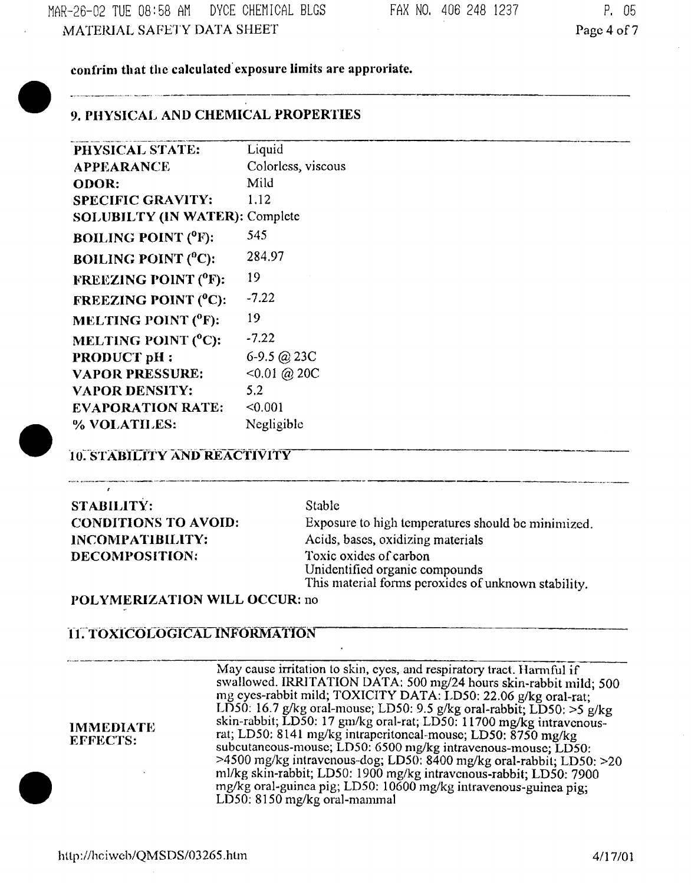confrim that the calculated exposure limits are approriate.

## 9. PHYSICAL AND CHEMICAL PROPERTIES

| | |
|---|---|
| **PHYSICAL STATE:** | Liquid |
| **APPEARANCE** | Colorless, viscous |
| **ODOR:** | Mild |
| **SPECIFIC GRAVITY:** | 1.12 |
| **SOLUBILTY (IN WATER):** | Complete |
| **BOILING POINT (°F):** | 545 |
| **BOILING POINT (°C):** | 284.97 |
| **FREEZING POINT (°F):** | 19 |
| **FREEZING POINT (°C):** | -7.22 |
| **MELTING POINT (°F):** | 19 |
| **MELTING POINT (°C):** | -7.22 |
| **PRODUCT pH :** | 6-9.5 @ 23C |
| **VAPOR PRESSURE:** | <0.01 @ 20C |
| **VAPOR DENSITY:** | 5.2 |
| **EVAPORATION RATE:** | <0.001 |
| **% VOLATILES:** | Negligible |

## 10. STABILITY AND REACTIVITY

| | |
|---|---|
| **STABILITY:** | Stable |
| **CONDITIONS TO AVOID:** | Exposure to high temperatures should be minimized. |
| **INCOMPATIBILITY:** | Acids, bases, oxidizing materials |
| **DECOMPOSITION:** | Toxic oxides of carbon<br>Unidentified organic compounds<br>This material forms peroxides of unknown stability. |

**POLYMERIZATION WILL OCCUR:** no

## 11. TOXICOLOGICAL INFORMATION

| | |
|---|---|
| **IMMEDIATE EFFECTS:** | May cause irritation to skin, eyes, and respiratory tract. Harmful if swallowed. IRRITATION DATA: 500 mg/24 hours skin-rabbit mild; 500 mg eyes-rabbit mild; TOXICITY DATA: LD50: 22.06 g/kg oral-rat; LD50: 16.7 g/kg oral-mouse; LD50: 9.5 g/kg oral-rabbit; LD50: >5 g/kg skin-rabbit; LD50: 17 gm/kg oral-rat; LD50: 11700 mg/kg intravenous-rat; LD50: 8141 mg/kg intraperitoneal-mouse; LD50: 8750 mg/kg subcutaneous-mouse; LD50: 6500 mg/kg intravenous-mouse; LD50: >4500 mg/kg intravenous-dog; LD50: 8400 mg/kg oral-rabbit; LD50: >20 ml/kg skin-rabbit; LD50: 1900 mg/kg intravenous-rabbit; LD50: 7900 mg/kg oral-guinea pig; LD50: 10600 mg/kg intravenous-guinea pig; LD50: 8150 mg/kg oral-mammal |

http://hciweb/QMSDS/03265.htm 4/17/01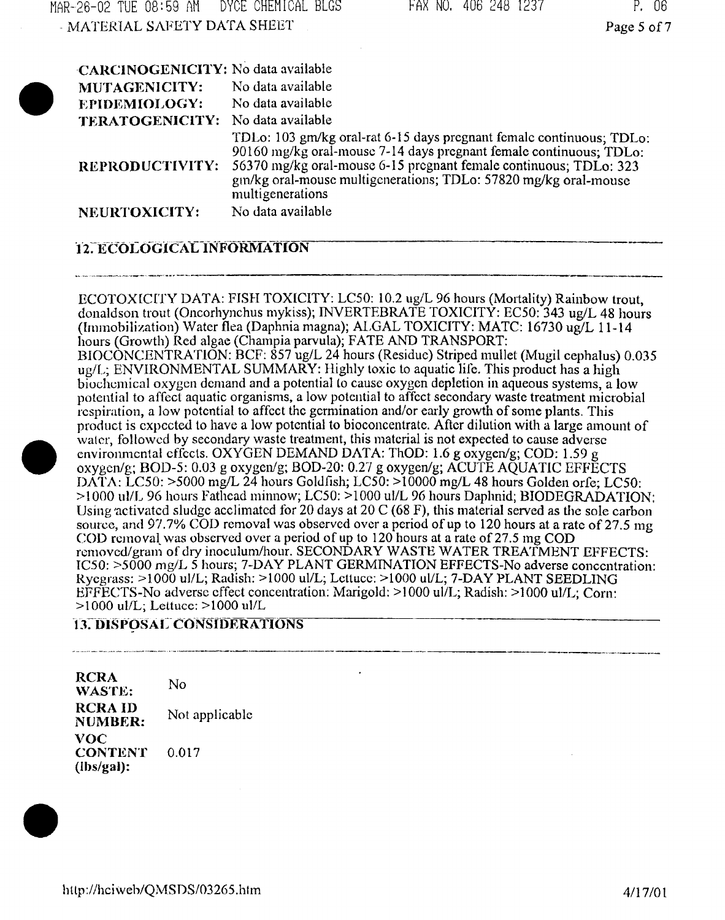| | |
|---|---|
| **CARCINOGENICITY:** | No data available |
| **MUTAGENICITY:** | No data available |
| **EPIDEMIOLOGY:** | No data available |
| **TERATOGENICITY:** | No data available |
| **REPRODUCTIVITY:** | TDLo: 103 gm/kg oral-rat 6-15 days pregnant female continuous; TDLo: 90160 mg/kg oral-mouse 7-14 days pregnant female continuous; TDLo: 56370 mg/kg oral-mouse 6-15 pregnant female continuous; TDLo: 323 gm/kg oral-mouse multigenerations; TDLo: 57820 mg/kg oral-mouse multigenerations |
| **NEURTOXICITY:** | No data available |

## 12. ECOLOGICAL INFORMATION

ECOTOXICITY DATA: FISH TOXICITY: LC50: 10.2 ug/L 96 hours (Mortality) Rainbow trout, donaldson trout (Oncorhynchus mykiss); INVERTEBRATE TOXICITY: EC50: 343 ug/L 48 hours (Immobilization) Water flea (Daphnia magna); ALGAL TOXICITY: MATC: 16730 ug/L 11-14 hours (Growth) Red algae (Champia parvula); FATE AND TRANSPORT: BIOCONCENTRATION: BCF: 857 ug/L 24 hours (Residue) Striped mullet (Mugil cephalus) 0.035 ug/L; ENVIRONMENTAL SUMMARY: Highly toxic to aquatic life. This product has a high biochemical oxygen demand and a potential to cause oxygen depletion in aqueous systems, a low potential to affect aquatic organisms, a low potential to affect secondary waste treatment microbial respiration, a low potential to affect the germination and/or early growth of some plants. This product is expected to have a low potential to bioconcentrate. After dilution with a large amount of water, followed by secondary waste treatment, this material is not expected to cause adverse environmental effects. OXYGEN DEMAND DATA: ThOD: 1.6 g oxygen/g; COD: 1.59 g oxygen/g; BOD-5: 0.03 g oxygen/g; BOD-20: 0.27 g oxygen/g; ACUTE AQUATIC EFFECTS DATA: LC50: >5000 mg/L 24 hours Goldfish; LC50: >10000 mg/L 48 hours Golden orfe; LC50: >1000 ul/L 96 hours Fathead minnow; LC50: >1000 ul/L 96 hours Daphnid; BIODEGRADATION: Using activated sludge acclimated for 20 days at 20 C (68 F), this material served as the sole carbon source, and 97.7% COD removal was observed over a period of up to 120 hours at a rate of 27.5 mg COD removal was observed over a period of up to 120 hours at a rate of 27.5 mg COD removed/gram of dry inoculum/hour. SECONDARY WASTE WATER TREATMENT EFFECTS: IC50: >5000 mg/L 5 hours; 7-DAY PLANT GERMINATION EFFECTS-No adverse concentration: Ryegrass: >1000 ul/L; Radish: >1000 ul/L; Lettuce: >1000 ul/L; 7-DAY PLANT SEEDLING EFFECTS-No adverse effect concentration: Marigold: >1000 ul/L; Radish: >1000 ul/L; Corn: >1000 ul/L; Lettuce: >1000 ul/L

## 13. DISPOSAL CONSIDERATIONS

| | |
|---|---|
| **RCRA WASTE:** | No |
| **RCRA ID NUMBER:** | Not applicable |
| **VOC CONTENT (lbs/gal):** | 0.017 |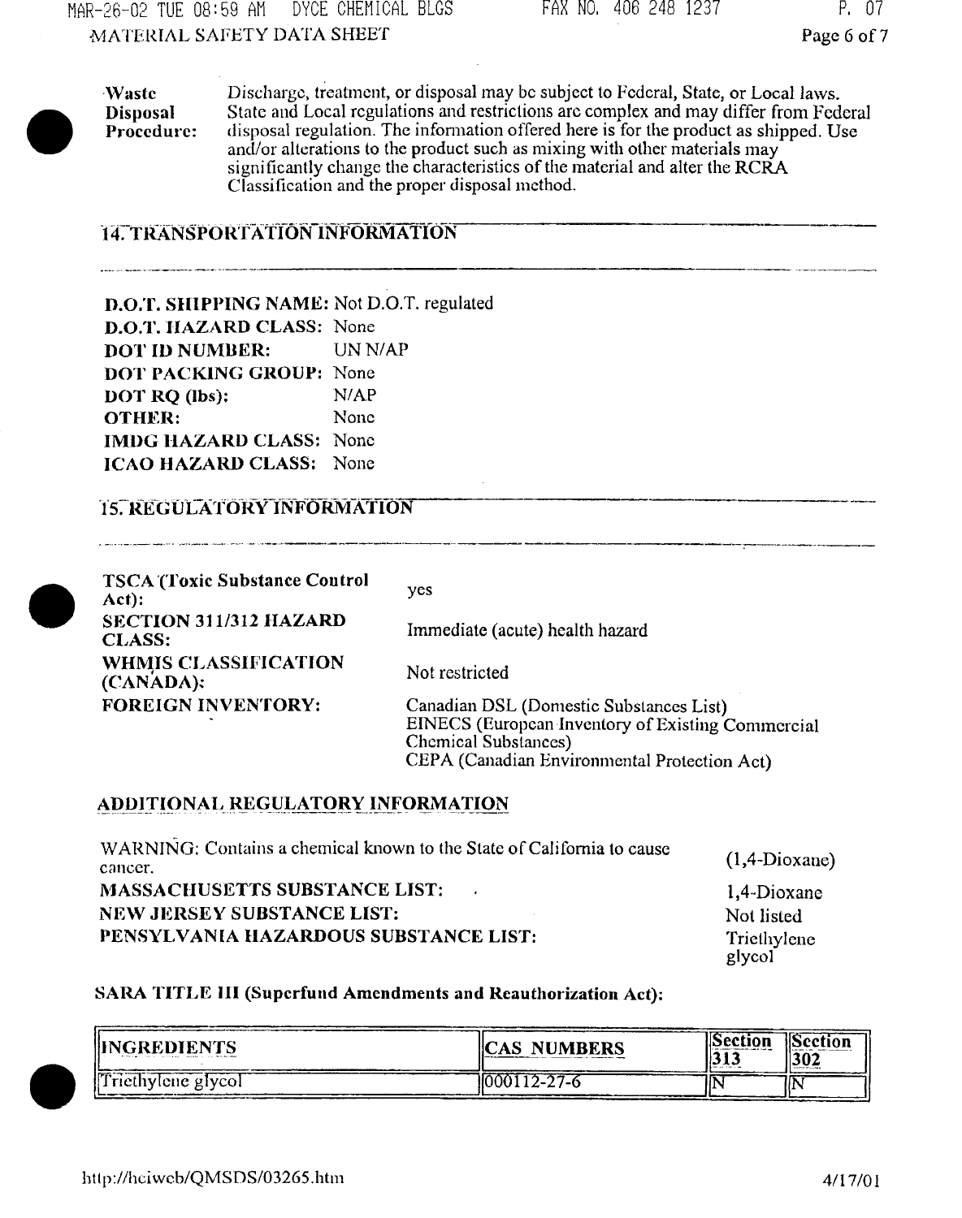**Waste Disposal Procedure:** Discharge, treatment, or disposal may be subject to Federal, State, or Local laws. State and Local regulations and restrictions are complex and may differ from Federal disposal regulation. The information offered here is for the product as shipped. Use and/or alterations to the product such as mixing with other materials may significantly change the characteristics of the material and alter the RCRA Classification and the proper disposal method.

## 14. TRANSPORTATION INFORMATION

**D.O.T. SHIPPING NAME:** Not D.O.T. regulated
**D.O.T. HAZARD CLASS:** None
**DOT ID NUMBER:** UN N/AP
**DOT PACKING GROUP:** None
**DOT RQ (lbs):** N/AP
**OTHER:** None
**IMDG HAZARD CLASS:** None
**ICAO HAZARD CLASS:** None

## 15. REGULATORY INFORMATION

**TSCA (Toxic Substance Control Act):** yes

**SECTION 311/312 HAZARD CLASS:** Immediate (acute) health hazard

**WHMIS CLASSIFICATION (CANADA):** Not restricted

**FOREIGN INVENTORY:** Canadian DSL (Domestic Substances List)
EINECS (European Inventory of Existing Commercial Chemical Substances)
CEPA (Canadian Environmental Protection Act)

### ADDITIONAL REGULATORY INFORMATION

WARNING: Contains a chemical known to the State of California to cause cancer. (1,4-Dioxane)

**MASSACHUSETTS SUBSTANCE LIST:** 1,4-Dioxane

**NEW JERSEY SUBSTANCE LIST:** Not listed

**PENSYLVANIA HAZARDOUS SUBSTANCE LIST:** Triethylene glycol

**SARA TITLE III (Superfund Amendments and Reauthorization Act):**

| INGREDIENTS | CAS NUMBERS | Section 313 | Section 302 |
|---|---|---|---|
| Triethylene glycol | 000112-27-6 | N | N |

http://hciweb/QMSDS/03265.htm 4/17/01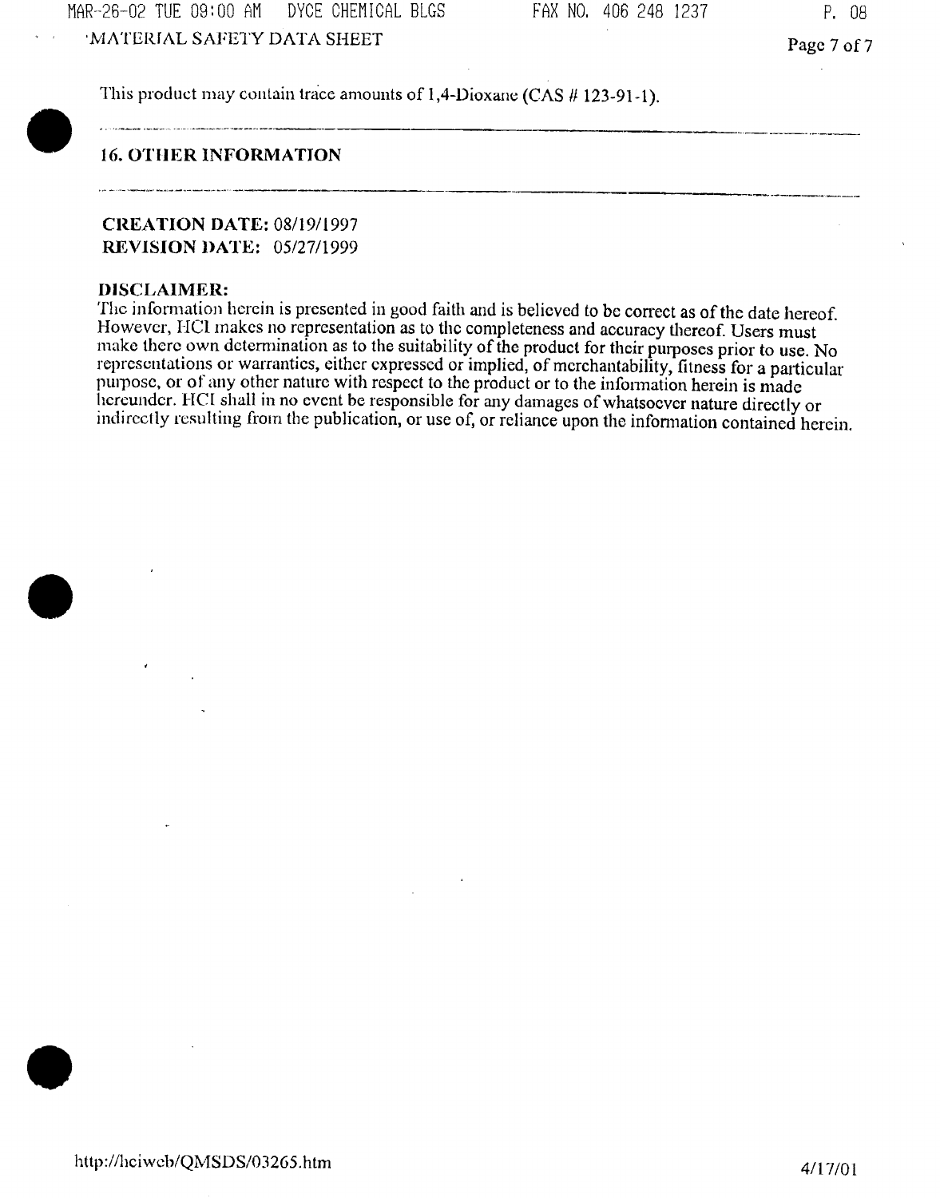This product may contain trace amounts of 1,4-Dioxane (CAS # 123-91-1).

## 16. OTHER INFORMATION

**CREATION DATE:** 08/19/1997
**REVISION DATE:** 05/27/1999

**DISCLAIMER:**
The information herein is presented in good faith and is believed to be correct as of the date hereof. However, HCI makes no representation as to the completeness and accuracy thereof. Users must make there own determination as to the suitability of the product for their purposes prior to use. No representations or warranties, either expressed or implied, of merchantability, fitness for a particular purpose, or of any other nature with respect to the product or to the information herein is made hereunder. HCI shall in no event be responsible for any damages of whatsoever nature directly or indirectly resulting from the publication, or use of, or reliance upon the information contained herein.